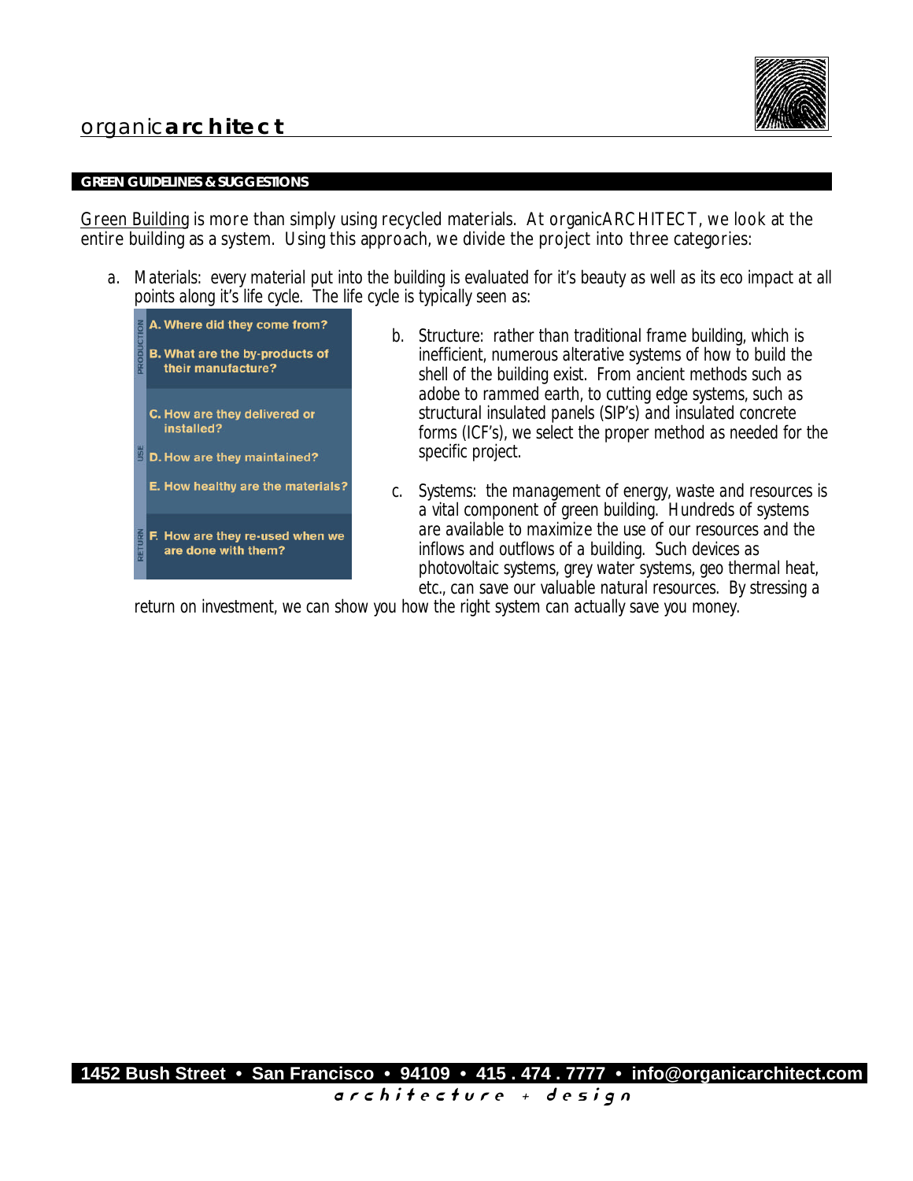# organic**architect**

## GREEN GUIDELINES & SUGGESTIONS

Green Building is more than simply using recycled materials. At organicARCHITECT, we look at the entire building as a system. Using this approach, we divide the project into three categories:

a. Materials: every material put into the building is evaluated for it's beauty as well as its eco impact at all points along it's life cycle. The life cycle is typically seen as:

   **PRODUCTION**
   - **A. Where did they come from?**
   - **B. What are the by-products of their manufacture?**

   **USE**
   - **C. How are they delivered or installed?**
   - **D. How are they maintained?**
   - **E. How healthy are the materials?**

   **RETURN**
   - **F. How are they re-used when we are done with them?**

b. Structure: rather than traditional frame building, which is inefficient, numerous alterative systems of how to build the shell of the building exist. From ancient methods such as adobe to rammed earth, to cutting edge systems, such as structural insulated panels (SIP's) and insulated concrete forms (ICF's), we select the proper method as needed for the specific project.

c. Systems: the management of energy, waste and resources is a vital component of green building. Hundreds of systems are available to maximize the use of our resources and the inflows and outflows of a building. Such devices as photovoltaic systems, grey water systems, geo thermal heat, etc., can save our valuable natural resources. By stressing a return on investment, we can show you how the right system can actually save you money.

**1452 Bush Street • San Francisco • 94109 • 415 . 474 . 7777 • info@organicarchitect.com**

*architecture + design*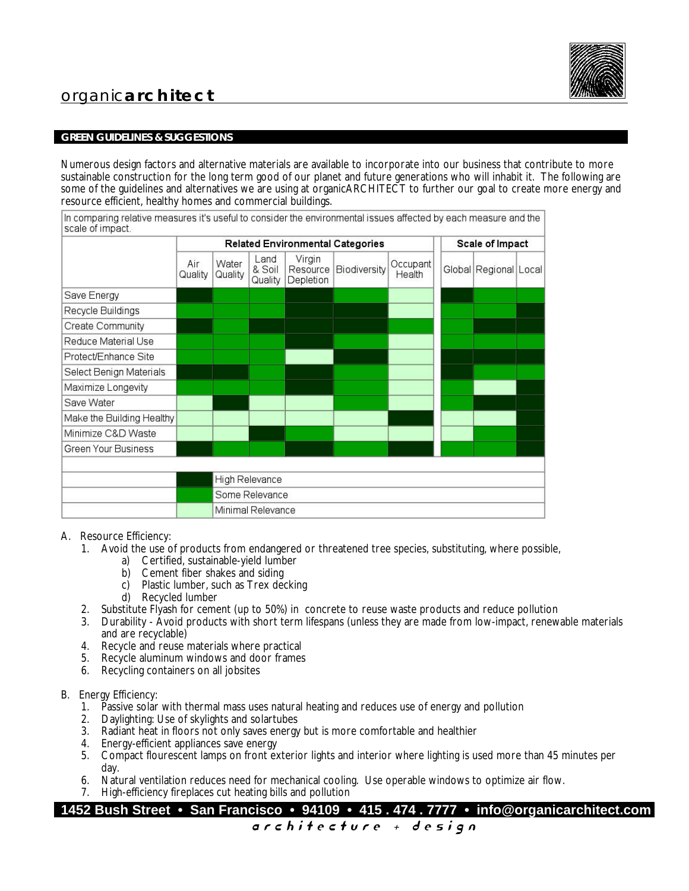## GREEN GUIDELINES & SUGGESTIONS

Numerous design factors and alternative materials are available to incorporate into our business that contribute to more sustainable construction for the long term good of our planet and future generations who will inhabit it. The following are some of the guidelines and alternatives we are using at organicARCHITECT to further our goal to create more energy and resource efficient, healthy homes and commercial buildings.

In comparing relative measures it's useful to consider the environmental issues affected by each measure and the scale of impact.

| | Related Environmental Categories | | | | | | Scale of Impact | | |
|---|---|---|---|---|---|---|---|---|---|
| | Air Quality | Water Quality | Land & Soil Quality | Virgin Resource Depletion | Biodiversity | Occupant Health | Global | Regional | Local |
| Save Energy | High | Some | Some | High | Some | Minimal | High | Some | Some |
| Recycle Buildings | Some | Some | Some | High | High | Minimal | Some | Some | High |
| Create Community | High | Some | High | High | High | Some | Some | High | High |
| Reduce Material Use | Some | Some | Some | High | Some | Minimal | Some | Some | Some |
| Protect/Enhance Site | Some | Some | Some | Minimal | High | Minimal | High | High | High |
| Select Benign Materials | High | High | Some | High | Some | Minimal | High | Some | Some |
| Maximize Longevity | Some | Some | Some | High | Some | Minimal | Some | Minimal | High |
| Save Water | Minimal | High | Minimal | Minimal | Some | Minimal | Some | High | High |
| Make the Building Healthy | Minimal | Minimal | Minimal | Minimal | Minimal | High | Minimal | Minimal | High |
| Minimize C&D Waste | Minimal | Minimal | High | Some | Minimal | Minimal | Minimal | Some | High |
| Green Your Business | High | Some | Some | High | Some | High | Some | Some | High |

Legend: High Relevance (dark green); Some Relevance (green); Minimal Relevance (light green)

A. Resource Efficiency:
   1. Avoid the use of products from endangered or threatened tree species, substituting, where possible,
      a) Certified, sustainable-yield lumber
      b) Cement fiber shakes and siding
      c) Plastic lumber, such as Trex decking
      d) Recycled lumber
   2. Substitute Flyash for cement (up to 50%) in concrete to reuse waste products and reduce pollution
   3. Durability - Avoid products with short term lifespans (unless they are made from low-impact, renewable materials and are recyclable)
   4. Recycle and reuse materials where practical
   5. Recycle aluminum windows and door frames
   6. Recycling containers on all jobsites

B. Energy Efficiency:
   1. Passive solar with thermal mass uses natural heating and reduces use of energy and pollution
   2. Daylighting: Use of skylights and solartubes
   3. Radiant heat in floors not only saves energy but is more comfortable and healthier
   4. Energy-efficient appliances save energy
   5. Compact flourescent lamps on front exterior lights and interior where lighting is used more than 45 minutes per day.
   6. Natural ventilation reduces need for mechanical cooling. Use operable windows to optimize air flow.
   7. High-efficiency fireplaces cut heating bills and pollution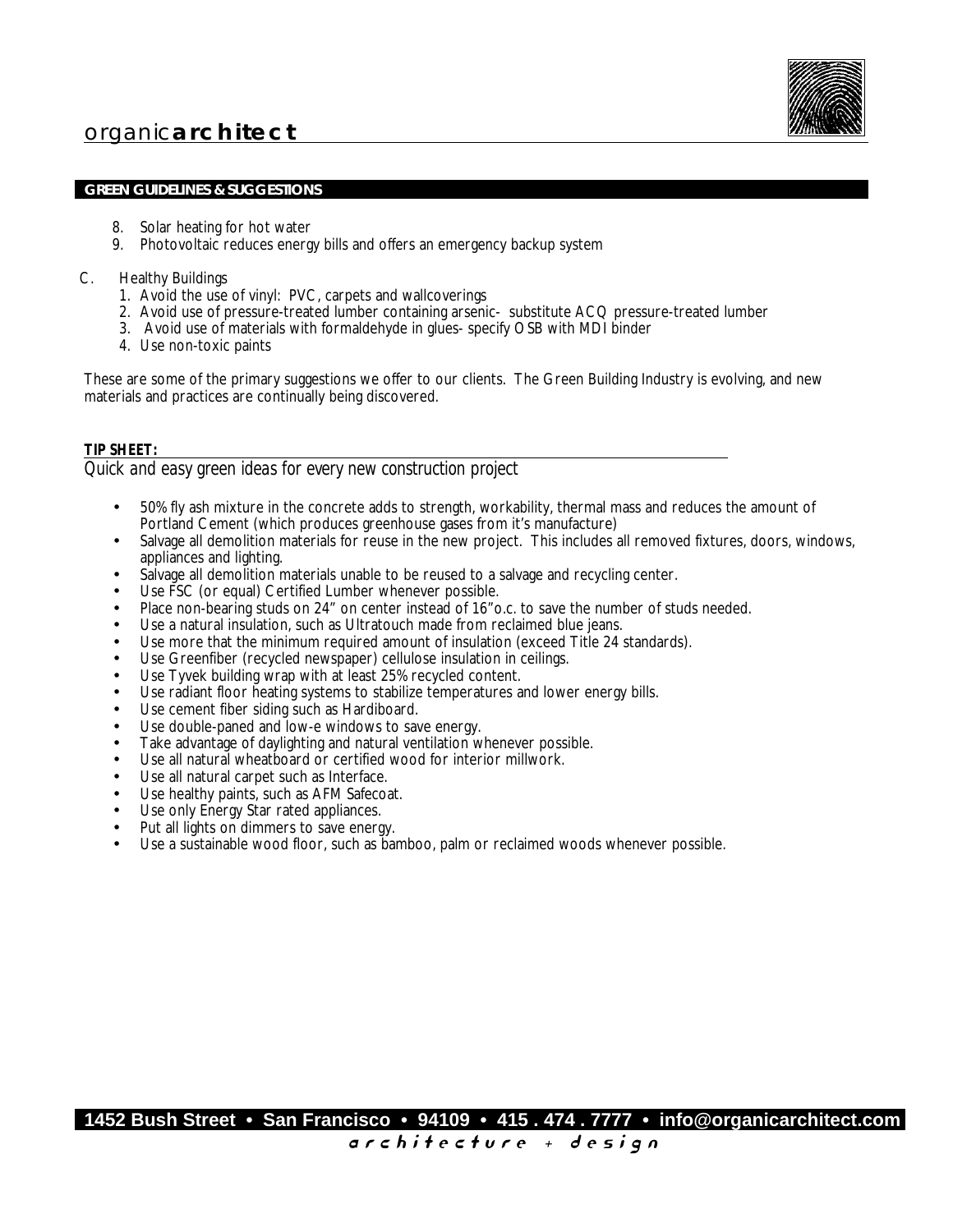**GREEN GUIDELINES & SUGGESTIONS**

8. Solar heating for hot water
9. Photovoltaic reduces energy bills and offers an emergency backup system

C. Healthy Buildings

1. Avoid the use of vinyl: PVC, carpets and wallcoverings
2. Avoid use of pressure-treated lumber containing arsenic- substitute ACQ pressure-treated lumber
3. Avoid use of materials with formaldehyde in glues- specify OSB with MDI binder
4. Use non-toxic paints

These are some of the primary suggestions we offer to our clients. The Green Building Industry is evolving, and new materials and practices are continually being discovered.

**TIP SHEET:**

*Quick and easy green ideas for every new construction project*

- 50% fly ash mixture in the concrete adds to strength, workability, thermal mass and reduces the amount of Portland Cement (which produces greenhouse gases from it's manufacture)
- Salvage all demolition materials for reuse in the new project. This includes all removed fixtures, doors, windows, appliances and lighting.
- Salvage all demolition materials unable to be reused to a salvage and recycling center.
- Use FSC (or equal) Certified Lumber whenever possible.
- Place non-bearing studs on 24" on center instead of 16"o.c. to save the number of studs needed.
- Use a natural insulation, such as Ultratouch made from reclaimed blue jeans.
- Use more that the minimum required amount of insulation (exceed Title 24 standards).
- Use Greenfiber (recycled newspaper) cellulose insulation in ceilings.
- Use Tyvek building wrap with at least 25% recycled content.
- Use radiant floor heating systems to stabilize temperatures and lower energy bills.
- Use cement fiber siding such as Hardiboard.
- Use double-paned and low-e windows to save energy.
- Take advantage of daylighting and natural ventilation whenever possible.
- Use all natural wheatboard or certified wood for interior millwork.
- Use all natural carpet such as Interface.
- Use healthy paints, such as AFM Safecoat.
- Use only Energy Star rated appliances.
- Put all lights on dimmers to save energy.
- Use a sustainable wood floor, such as bamboo, palm or reclaimed woods whenever possible.